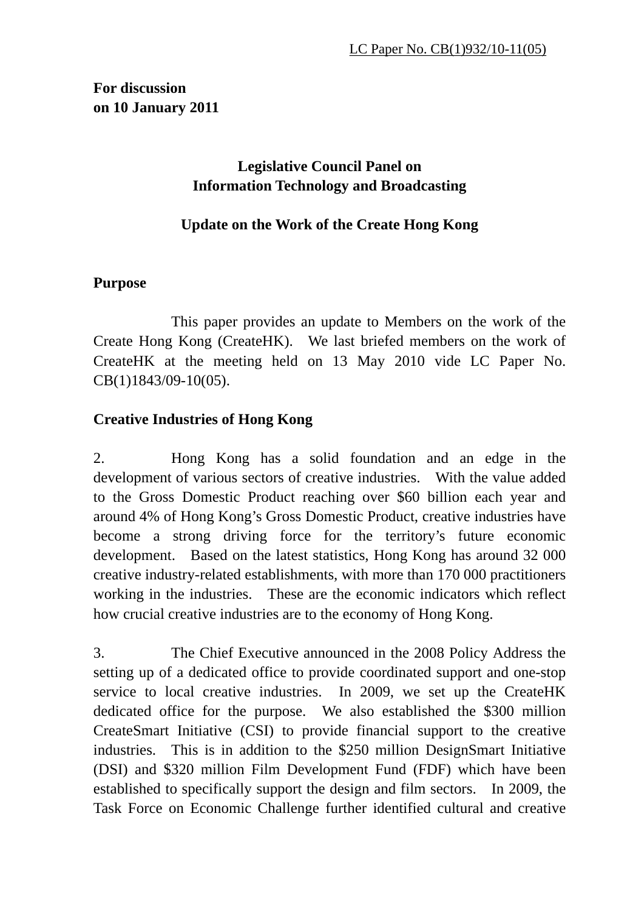LC Paper No. CB(1)932/10-11(05)

**For discussion**
**on 10 January 2011**

**Legislative Council Panel on**
**Information Technology and Broadcasting**

**Update on the Work of the Create Hong Kong**

## Purpose

This paper provides an update to Members on the work of the Create Hong Kong (CreateHK). We last briefed members on the work of CreateHK at the meeting held on 13 May 2010 vide LC Paper No. CB(1)1843/09-10(05).

## Creative Industries of Hong Kong

2. Hong Kong has a solid foundation and an edge in the development of various sectors of creative industries. With the value added to the Gross Domestic Product reaching over $60 billion each year and around 4% of Hong Kong's Gross Domestic Product, creative industries have become a strong driving force for the territory's future economic development. Based on the latest statistics, Hong Kong has around 32 000 creative industry-related establishments, with more than 170 000 practitioners working in the industries. These are the economic indicators which reflect how crucial creative industries are to the economy of Hong Kong.

3. The Chief Executive announced in the 2008 Policy Address the setting up of a dedicated office to provide coordinated support and one-stop service to local creative industries. In 2009, we set up the CreateHK dedicated office for the purpose. We also established the $300 million CreateSmart Initiative (CSI) to provide financial support to the creative industries. This is in addition to the $250 million DesignSmart Initiative (DSI) and $320 million Film Development Fund (FDF) which have been established to specifically support the design and film sectors. In 2009, the Task Force on Economic Challenge further identified cultural and creative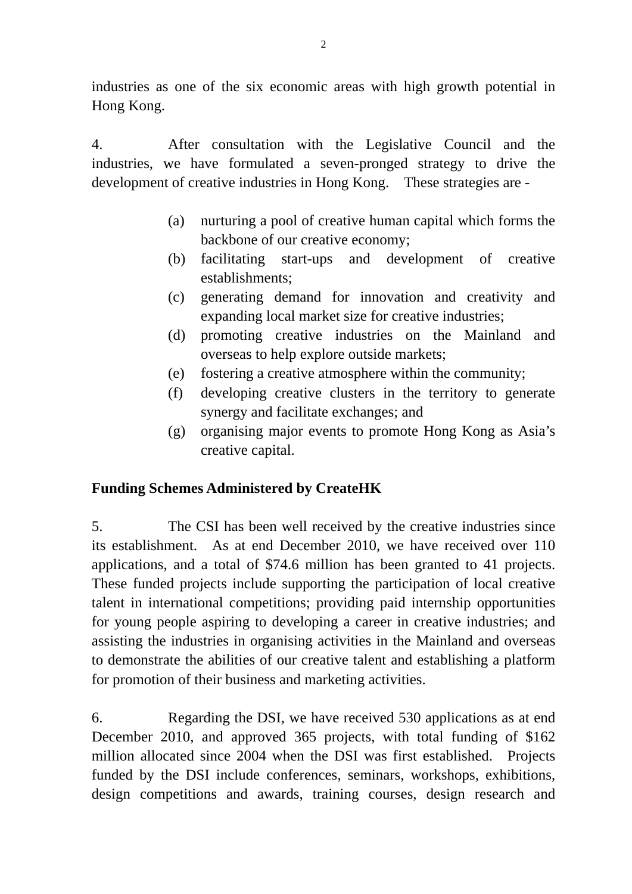industries as one of the six economic areas with high growth potential in Hong Kong.

4. After consultation with the Legislative Council and the industries, we have formulated a seven-pronged strategy to drive the development of creative industries in Hong Kong. These strategies are -

(a) nurturing a pool of creative human capital which forms the backbone of our creative economy;
(b) facilitating start-ups and development of creative establishments;
(c) generating demand for innovation and creativity and expanding local market size for creative industries;
(d) promoting creative industries on the Mainland and overseas to help explore outside markets;
(e) fostering a creative atmosphere within the community;
(f) developing creative clusters in the territory to generate synergy and facilitate exchanges; and
(g) organising major events to promote Hong Kong as Asia's creative capital.

**Funding Schemes Administered by CreateHK**

5. The CSI has been well received by the creative industries since its establishment. As at end December 2010, we have received over 110 applications, and a total of $74.6 million has been granted to 41 projects. These funded projects include supporting the participation of local creative talent in international competitions; providing paid internship opportunities for young people aspiring to developing a career in creative industries; and assisting the industries in organising activities in the Mainland and overseas to demonstrate the abilities of our creative talent and establishing a platform for promotion of their business and marketing activities.

6. Regarding the DSI, we have received 530 applications as at end December 2010, and approved 365 projects, with total funding of $162 million allocated since 2004 when the DSI was first established. Projects funded by the DSI include conferences, seminars, workshops, exhibitions, design competitions and awards, training courses, design research and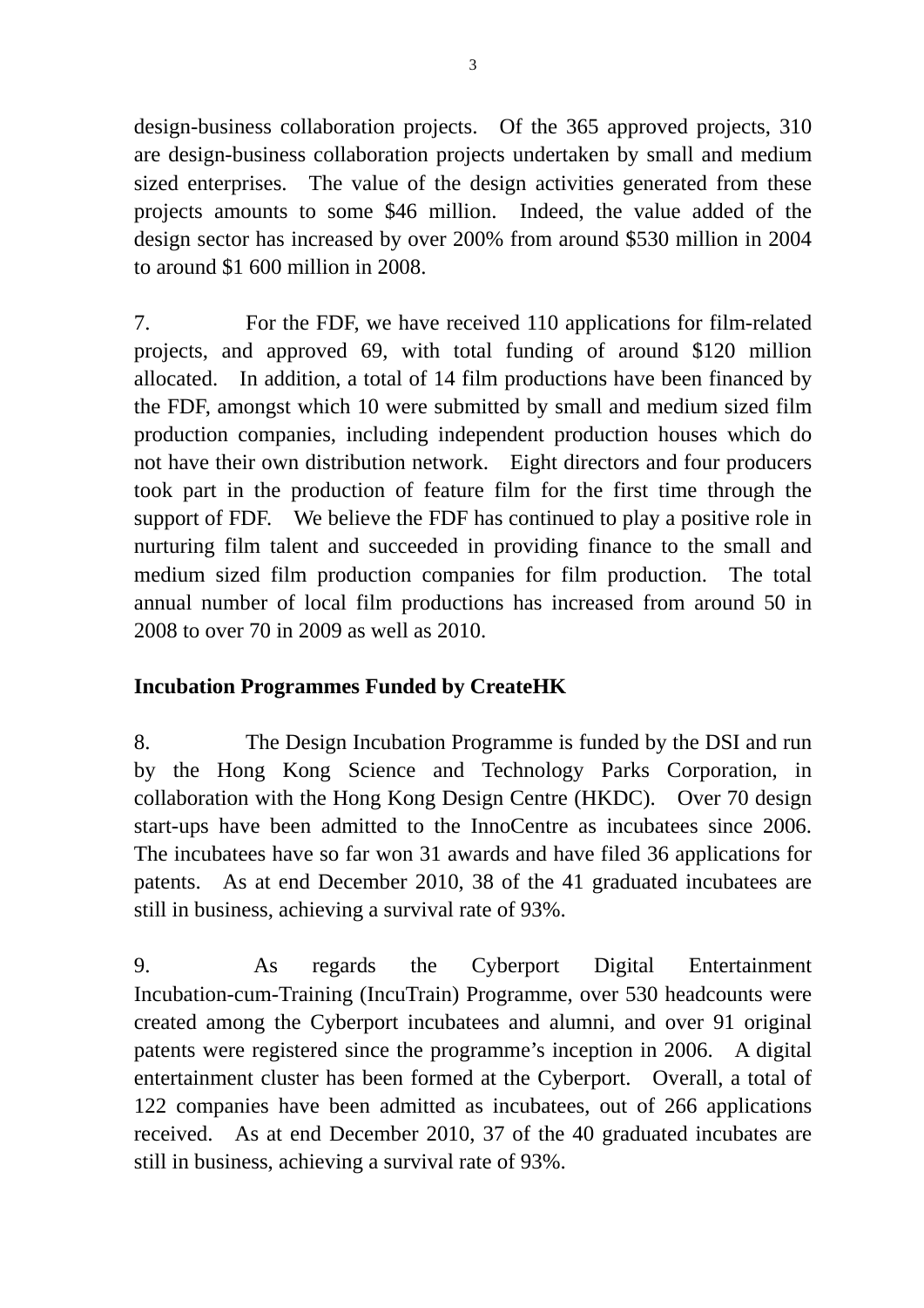design-business collaboration projects. Of the 365 approved projects, 310 are design-business collaboration projects undertaken by small and medium sized enterprises. The value of the design activities generated from these projects amounts to some $46 million. Indeed, the value added of the design sector has increased by over 200% from around $530 million in 2004 to around $1 600 million in 2008.

7. For the FDF, we have received 110 applications for film-related projects, and approved 69, with total funding of around $120 million allocated. In addition, a total of 14 film productions have been financed by the FDF, amongst which 10 were submitted by small and medium sized film production companies, including independent production houses which do not have their own distribution network. Eight directors and four producers took part in the production of feature film for the first time through the support of FDF. We believe the FDF has continued to play a positive role in nurturing film talent and succeeded in providing finance to the small and medium sized film production companies for film production. The total annual number of local film productions has increased from around 50 in 2008 to over 70 in 2009 as well as 2010.

**Incubation Programmes Funded by CreateHK**

8. The Design Incubation Programme is funded by the DSI and run by the Hong Kong Science and Technology Parks Corporation, in collaboration with the Hong Kong Design Centre (HKDC). Over 70 design start-ups have been admitted to the InnoCentre as incubatees since 2006. The incubatees have so far won 31 awards and have filed 36 applications for patents. As at end December 2010, 38 of the 41 graduated incubatees are still in business, achieving a survival rate of 93%.

9. As regards the Cyberport Digital Entertainment Incubation-cum-Training (IncuTrain) Programme, over 530 headcounts were created among the Cyberport incubatees and alumni, and over 91 original patents were registered since the programme's inception in 2006. A digital entertainment cluster has been formed at the Cyberport. Overall, a total of 122 companies have been admitted as incubatees, out of 266 applications received. As at end December 2010, 37 of the 40 graduated incubates are still in business, achieving a survival rate of 93%.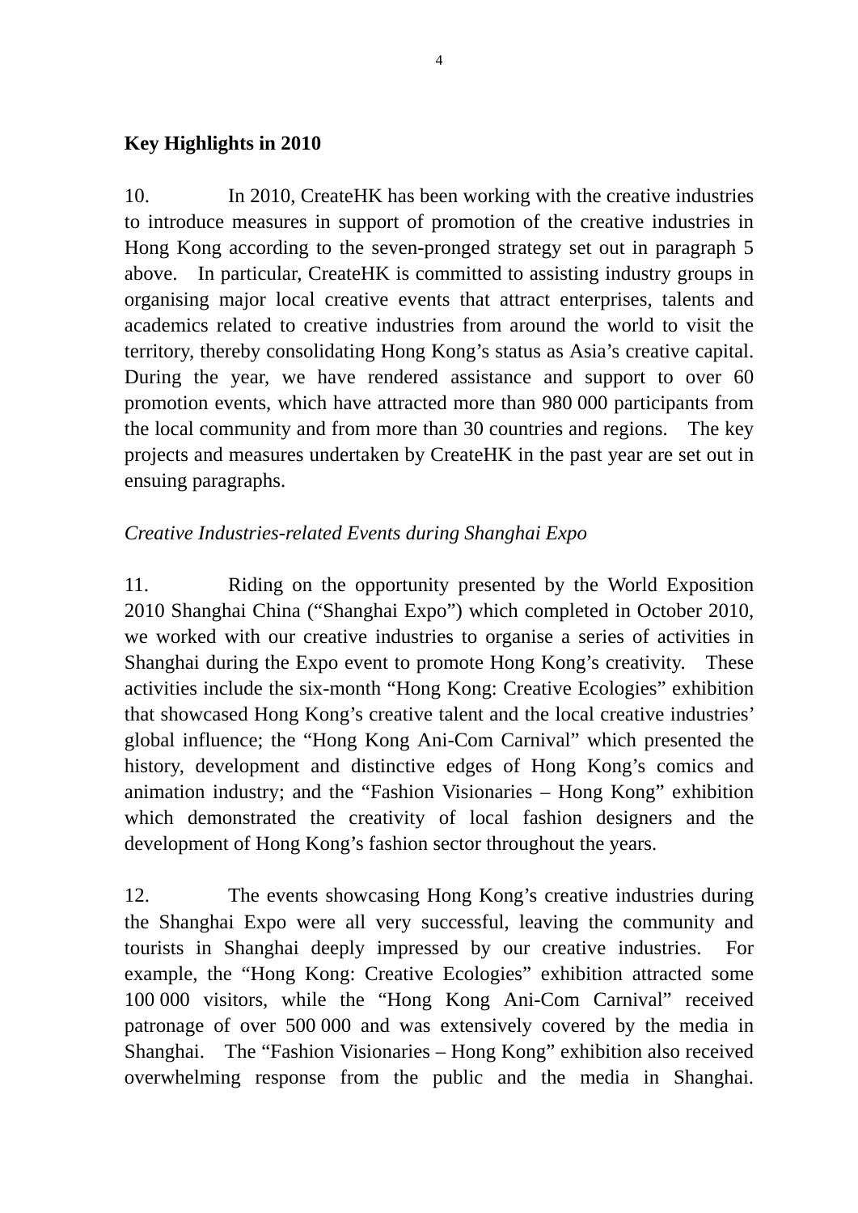**Key Highlights in 2010**

10. In 2010, CreateHK has been working with the creative industries to introduce measures in support of promotion of the creative industries in Hong Kong according to the seven-pronged strategy set out in paragraph 5 above. In particular, CreateHK is committed to assisting industry groups in organising major local creative events that attract enterprises, talents and academics related to creative industries from around the world to visit the territory, thereby consolidating Hong Kong's status as Asia's creative capital. During the year, we have rendered assistance and support to over 60 promotion events, which have attracted more than 980 000 participants from the local community and from more than 30 countries and regions. The key projects and measures undertaken by CreateHK in the past year are set out in ensuing paragraphs.

*Creative Industries-related Events during Shanghai Expo*

11. Riding on the opportunity presented by the World Exposition 2010 Shanghai China ("Shanghai Expo") which completed in October 2010, we worked with our creative industries to organise a series of activities in Shanghai during the Expo event to promote Hong Kong's creativity. These activities include the six-month "Hong Kong: Creative Ecologies" exhibition that showcased Hong Kong's creative talent and the local creative industries' global influence; the "Hong Kong Ani-Com Carnival" which presented the history, development and distinctive edges of Hong Kong's comics and animation industry; and the "Fashion Visionaries – Hong Kong" exhibition which demonstrated the creativity of local fashion designers and the development of Hong Kong's fashion sector throughout the years.

12. The events showcasing Hong Kong's creative industries during the Shanghai Expo were all very successful, leaving the community and tourists in Shanghai deeply impressed by our creative industries. For example, the "Hong Kong: Creative Ecologies" exhibition attracted some 100 000 visitors, while the "Hong Kong Ani-Com Carnival" received patronage of over 500 000 and was extensively covered by the media in Shanghai. The "Fashion Visionaries – Hong Kong" exhibition also received overwhelming response from the public and the media in Shanghai.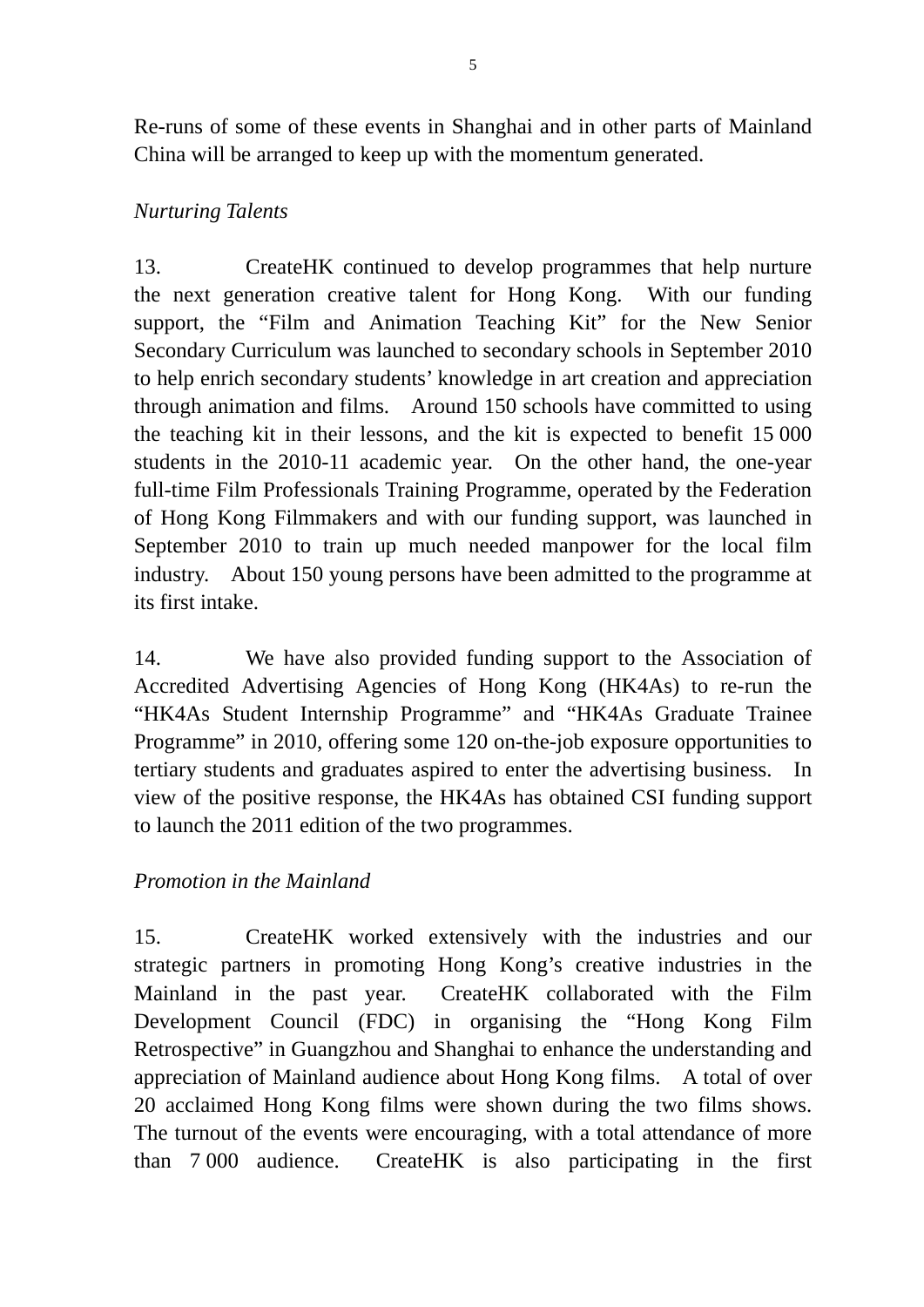Re-runs of some of these events in Shanghai and in other parts of Mainland China will be arranged to keep up with the momentum generated.

*Nurturing Talents*

13. CreateHK continued to develop programmes that help nurture the next generation creative talent for Hong Kong. With our funding support, the “Film and Animation Teaching Kit” for the New Senior Secondary Curriculum was launched to secondary schools in September 2010 to help enrich secondary students’ knowledge in art creation and appreciation through animation and films. Around 150 schools have committed to using the teaching kit in their lessons, and the kit is expected to benefit 15 000 students in the 2010-11 academic year. On the other hand, the one-year full-time Film Professionals Training Programme, operated by the Federation of Hong Kong Filmmakers and with our funding support, was launched in September 2010 to train up much needed manpower for the local film industry. About 150 young persons have been admitted to the programme at its first intake.

14. We have also provided funding support to the Association of Accredited Advertising Agencies of Hong Kong (HK4As) to re-run the “HK4As Student Internship Programme” and “HK4As Graduate Trainee Programme” in 2010, offering some 120 on-the-job exposure opportunities to tertiary students and graduates aspired to enter the advertising business. In view of the positive response, the HK4As has obtained CSI funding support to launch the 2011 edition of the two programmes.

*Promotion in the Mainland*

15. CreateHK worked extensively with the industries and our strategic partners in promoting Hong Kong’s creative industries in the Mainland in the past year. CreateHK collaborated with the Film Development Council (FDC) in organising the “Hong Kong Film Retrospective” in Guangzhou and Shanghai to enhance the understanding and appreciation of Mainland audience about Hong Kong films. A total of over 20 acclaimed Hong Kong films were shown during the two films shows. The turnout of the events were encouraging, with a total attendance of more than 7 000 audience. CreateHK is also participating in the first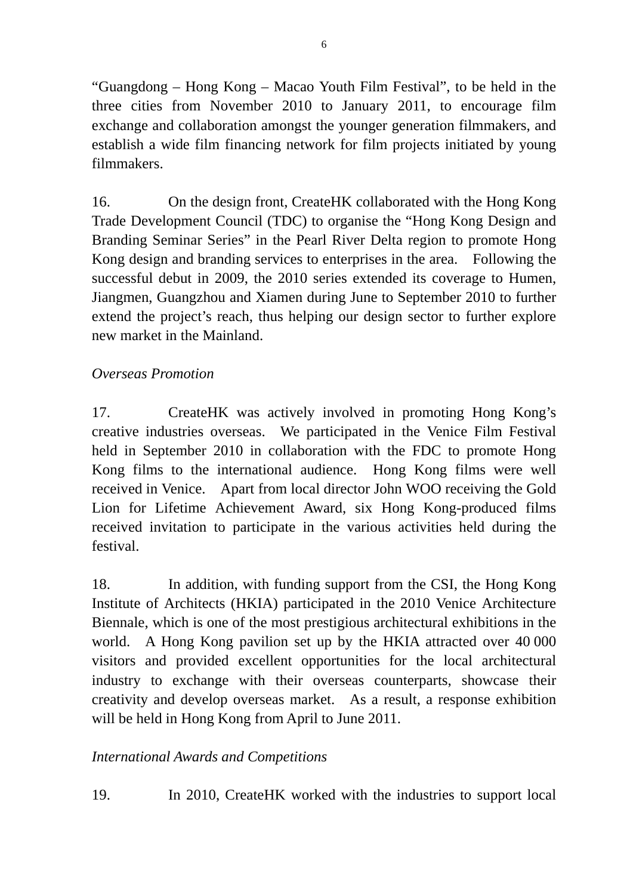"Guangdong – Hong Kong – Macao Youth Film Festival", to be held in the three cities from November 2010 to January 2011, to encourage film exchange and collaboration amongst the younger generation filmmakers, and establish a wide film financing network for film projects initiated by young filmmakers.

16. On the design front, CreateHK collaborated with the Hong Kong Trade Development Council (TDC) to organise the "Hong Kong Design and Branding Seminar Series" in the Pearl River Delta region to promote Hong Kong design and branding services to enterprises in the area. Following the successful debut in 2009, the 2010 series extended its coverage to Humen, Jiangmen, Guangzhou and Xiamen during June to September 2010 to further extend the project's reach, thus helping our design sector to further explore new market in the Mainland.

*Overseas Promotion*

17. CreateHK was actively involved in promoting Hong Kong's creative industries overseas. We participated in the Venice Film Festival held in September 2010 in collaboration with the FDC to promote Hong Kong films to the international audience. Hong Kong films were well received in Venice. Apart from local director John WOO receiving the Gold Lion for Lifetime Achievement Award, six Hong Kong-produced films received invitation to participate in the various activities held during the festival.

18. In addition, with funding support from the CSI, the Hong Kong Institute of Architects (HKIA) participated in the 2010 Venice Architecture Biennale, which is one of the most prestigious architectural exhibitions in the world. A Hong Kong pavilion set up by the HKIA attracted over 40 000 visitors and provided excellent opportunities for the local architectural industry to exchange with their overseas counterparts, showcase their creativity and develop overseas market. As a result, a response exhibition will be held in Hong Kong from April to June 2011.

*International Awards and Competitions*

19. In 2010, CreateHK worked with the industries to support local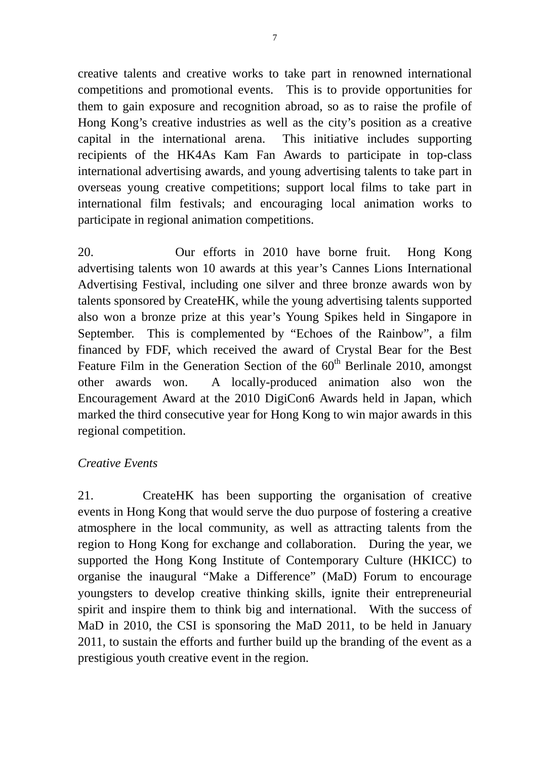creative talents and creative works to take part in renowned international competitions and promotional events. This is to provide opportunities for them to gain exposure and recognition abroad, so as to raise the profile of Hong Kong's creative industries as well as the city's position as a creative capital in the international arena. This initiative includes supporting recipients of the HK4As Kam Fan Awards to participate in top-class international advertising awards, and young advertising talents to take part in overseas young creative competitions; support local films to take part in international film festivals; and encouraging local animation works to participate in regional animation competitions.

20. Our efforts in 2010 have borne fruit. Hong Kong advertising talents won 10 awards at this year's Cannes Lions International Advertising Festival, including one silver and three bronze awards won by talents sponsored by CreateHK, while the young advertising talents supported also won a bronze prize at this year's Young Spikes held in Singapore in September. This is complemented by "Echoes of the Rainbow", a film financed by FDF, which received the award of Crystal Bear for the Best Feature Film in the Generation Section of the 60th Berlinale 2010, amongst other awards won. A locally-produced animation also won the Encouragement Award at the 2010 DigiCon6 Awards held in Japan, which marked the third consecutive year for Hong Kong to win major awards in this regional competition.

*Creative Events*

21. CreateHK has been supporting the organisation of creative events in Hong Kong that would serve the duo purpose of fostering a creative atmosphere in the local community, as well as attracting talents from the region to Hong Kong for exchange and collaboration. During the year, we supported the Hong Kong Institute of Contemporary Culture (HKICC) to organise the inaugural "Make a Difference" (MaD) Forum to encourage youngsters to develop creative thinking skills, ignite their entrepreneurial spirit and inspire them to think big and international. With the success of MaD in 2010, the CSI is sponsoring the MaD 2011, to be held in January 2011, to sustain the efforts and further build up the branding of the event as a prestigious youth creative event in the region.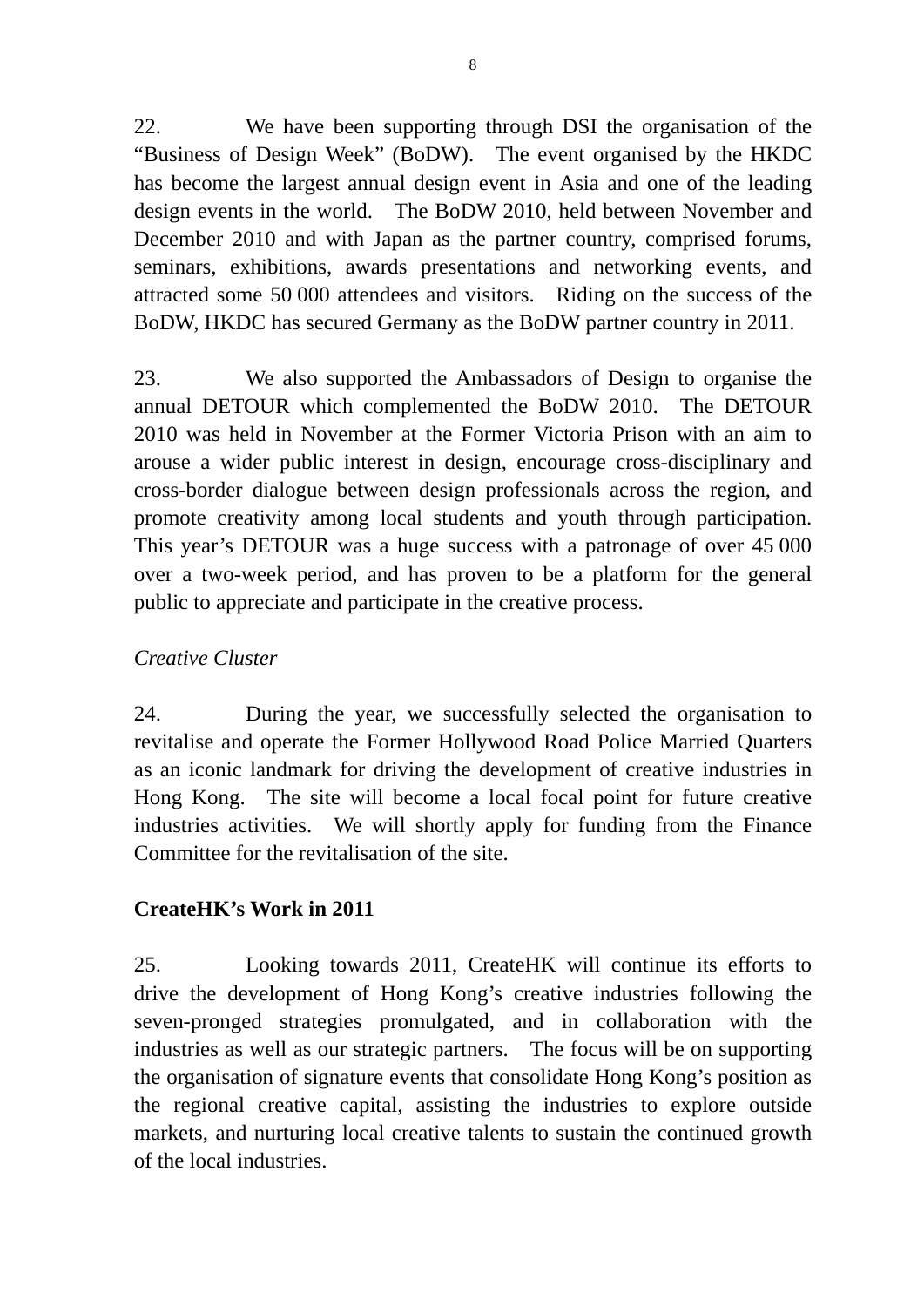22. We have been supporting through DSI the organisation of the "Business of Design Week" (BoDW). The event organised by the HKDC has become the largest annual design event in Asia and one of the leading design events in the world. The BoDW 2010, held between November and December 2010 and with Japan as the partner country, comprised forums, seminars, exhibitions, awards presentations and networking events, and attracted some 50 000 attendees and visitors. Riding on the success of the BoDW, HKDC has secured Germany as the BoDW partner country in 2011.

23. We also supported the Ambassadors of Design to organise the annual DETOUR which complemented the BoDW 2010. The DETOUR 2010 was held in November at the Former Victoria Prison with an aim to arouse a wider public interest in design, encourage cross-disciplinary and cross-border dialogue between design professionals across the region, and promote creativity among local students and youth through participation. This year's DETOUR was a huge success with a patronage of over 45 000 over a two-week period, and has proven to be a platform for the general public to appreciate and participate in the creative process.

*Creative Cluster*

24. During the year, we successfully selected the organisation to revitalise and operate the Former Hollywood Road Police Married Quarters as an iconic landmark for driving the development of creative industries in Hong Kong. The site will become a local focal point for future creative industries activities. We will shortly apply for funding from the Finance Committee for the revitalisation of the site.

**CreateHK's Work in 2011**

25. Looking towards 2011, CreateHK will continue its efforts to drive the development of Hong Kong's creative industries following the seven-pronged strategies promulgated, and in collaboration with the industries as well as our strategic partners. The focus will be on supporting the organisation of signature events that consolidate Hong Kong's position as the regional creative capital, assisting the industries to explore outside markets, and nurturing local creative talents to sustain the continued growth of the local industries.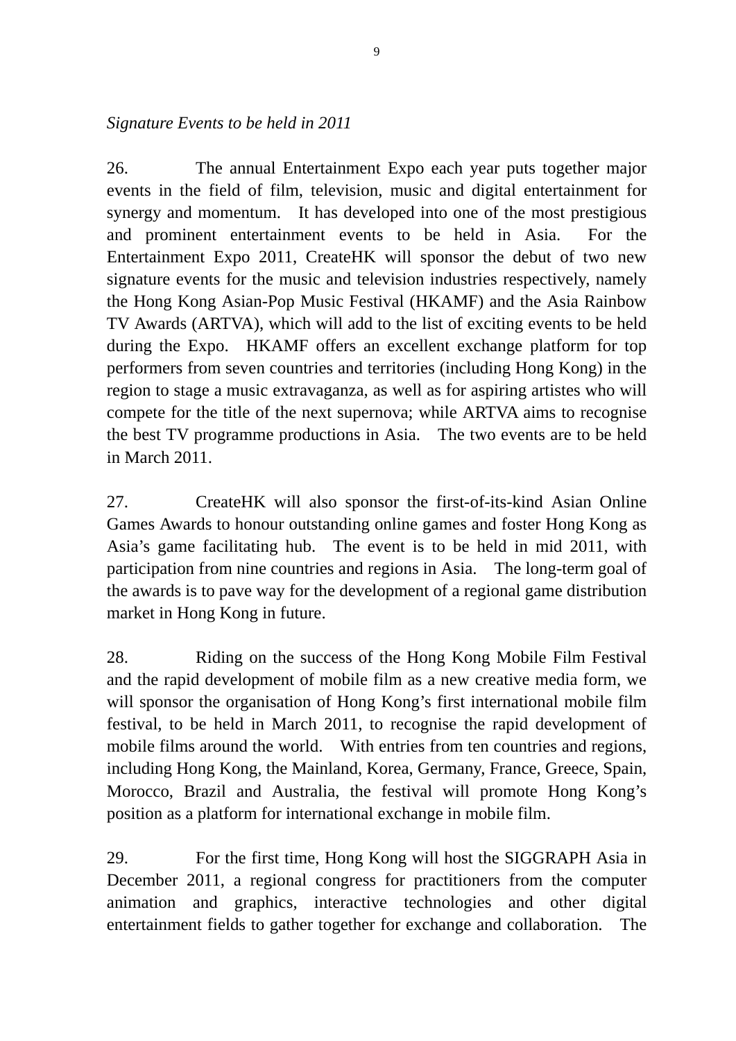*Signature Events to be held in 2011*

26. The annual Entertainment Expo each year puts together major events in the field of film, television, music and digital entertainment for synergy and momentum. It has developed into one of the most prestigious and prominent entertainment events to be held in Asia. For the Entertainment Expo 2011, CreateHK will sponsor the debut of two new signature events for the music and television industries respectively, namely the Hong Kong Asian-Pop Music Festival (HKAMF) and the Asia Rainbow TV Awards (ARTVA), which will add to the list of exciting events to be held during the Expo. HKAMF offers an excellent exchange platform for top performers from seven countries and territories (including Hong Kong) in the region to stage a music extravaganza, as well as for aspiring artistes who will compete for the title of the next supernova; while ARTVA aims to recognise the best TV programme productions in Asia. The two events are to be held in March 2011.

27. CreateHK will also sponsor the first-of-its-kind Asian Online Games Awards to honour outstanding online games and foster Hong Kong as Asia's game facilitating hub. The event is to be held in mid 2011, with participation from nine countries and regions in Asia. The long-term goal of the awards is to pave way for the development of a regional game distribution market in Hong Kong in future.

28. Riding on the success of the Hong Kong Mobile Film Festival and the rapid development of mobile film as a new creative media form, we will sponsor the organisation of Hong Kong's first international mobile film festival, to be held in March 2011, to recognise the rapid development of mobile films around the world. With entries from ten countries and regions, including Hong Kong, the Mainland, Korea, Germany, France, Greece, Spain, Morocco, Brazil and Australia, the festival will promote Hong Kong's position as a platform for international exchange in mobile film.

29. For the first time, Hong Kong will host the SIGGRAPH Asia in December 2011, a regional congress for practitioners from the computer animation and graphics, interactive technologies and other digital entertainment fields to gather together for exchange and collaboration. The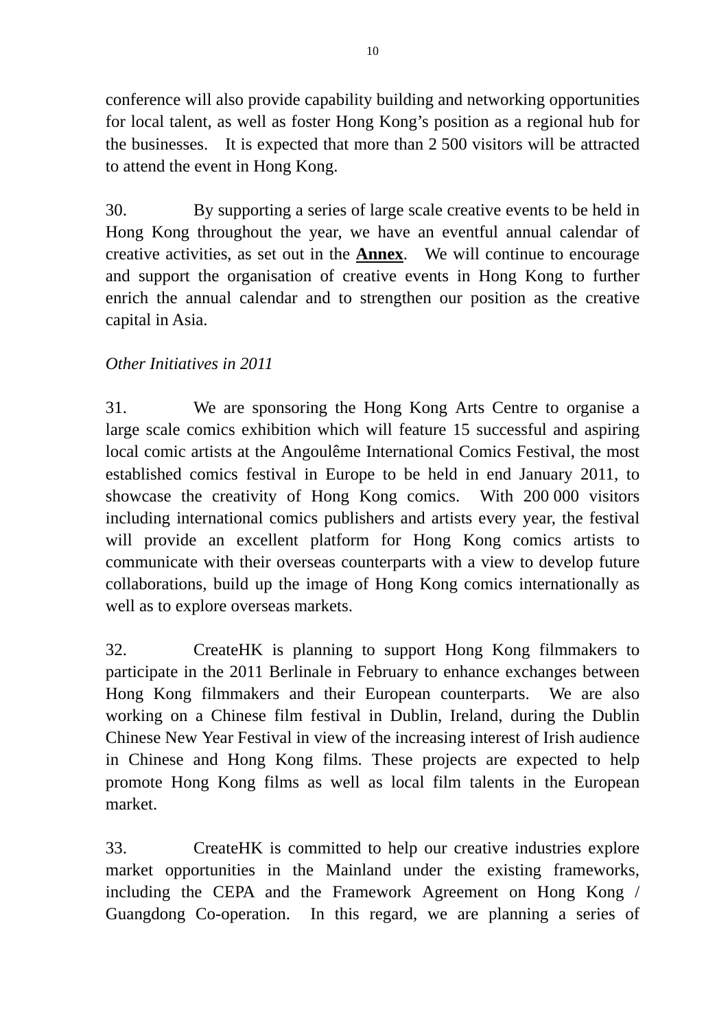conference will also provide capability building and networking opportunities for local talent, as well as foster Hong Kong's position as a regional hub for the businesses. It is expected that more than 2 500 visitors will be attracted to attend the event in Hong Kong.

30. By supporting a series of large scale creative events to be held in Hong Kong throughout the year, we have an eventful annual calendar of creative activities, as set out in the **Annex**. We will continue to encourage and support the organisation of creative events in Hong Kong to further enrich the annual calendar and to strengthen our position as the creative capital in Asia.

*Other Initiatives in 2011*

31. We are sponsoring the Hong Kong Arts Centre to organise a large scale comics exhibition which will feature 15 successful and aspiring local comic artists at the Angoulême International Comics Festival, the most established comics festival in Europe to be held in end January 2011, to showcase the creativity of Hong Kong comics. With 200 000 visitors including international comics publishers and artists every year, the festival will provide an excellent platform for Hong Kong comics artists to communicate with their overseas counterparts with a view to develop future collaborations, build up the image of Hong Kong comics internationally as well as to explore overseas markets.

32. CreateHK is planning to support Hong Kong filmmakers to participate in the 2011 Berlinale in February to enhance exchanges between Hong Kong filmmakers and their European counterparts. We are also working on a Chinese film festival in Dublin, Ireland, during the Dublin Chinese New Year Festival in view of the increasing interest of Irish audience in Chinese and Hong Kong films. These projects are expected to help promote Hong Kong films as well as local film talents in the European market.

33. CreateHK is committed to help our creative industries explore market opportunities in the Mainland under the existing frameworks, including the CEPA and the Framework Agreement on Hong Kong / Guangdong Co-operation. In this regard, we are planning a series of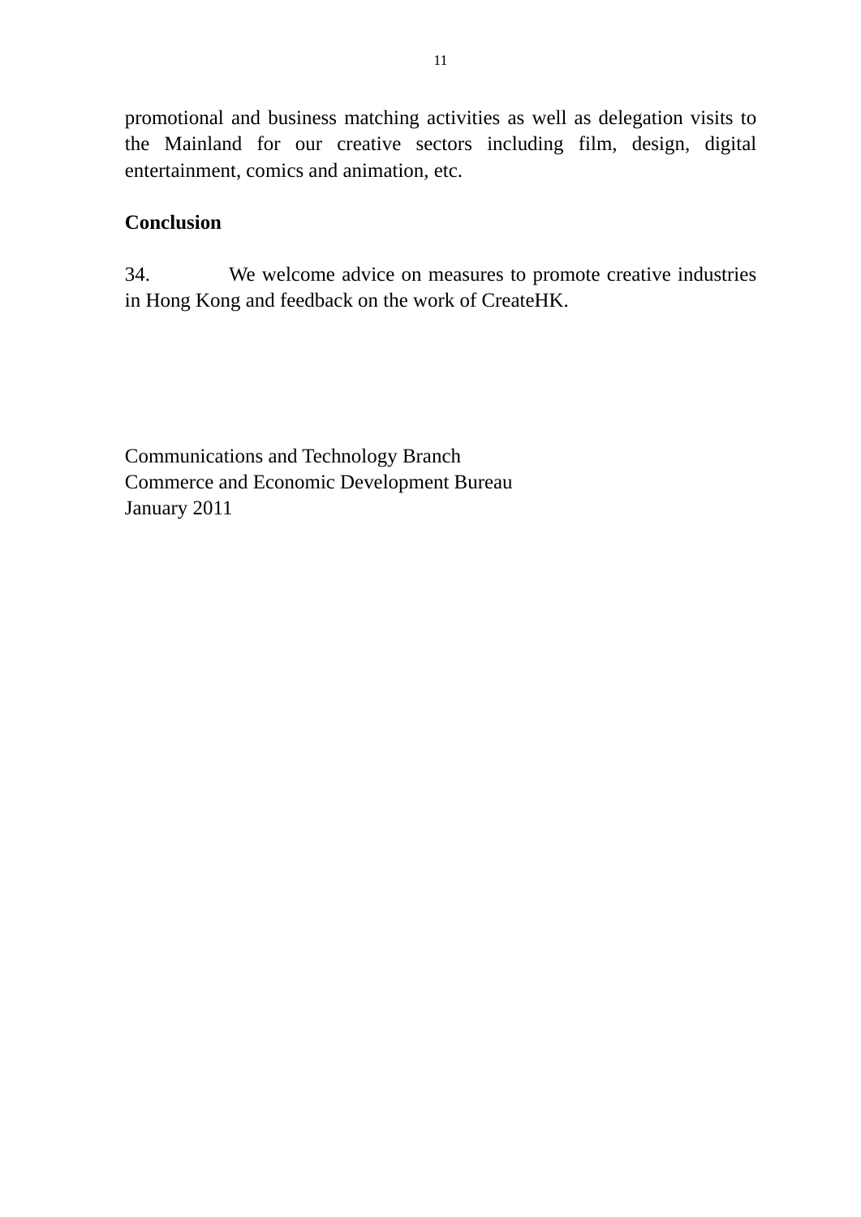promotional and business matching activities as well as delegation visits to the Mainland for our creative sectors including film, design, digital entertainment, comics and animation, etc.

**Conclusion**

34. We welcome advice on measures to promote creative industries in Hong Kong and feedback on the work of CreateHK.

Communications and Technology Branch
Commerce and Economic Development Bureau
January 2011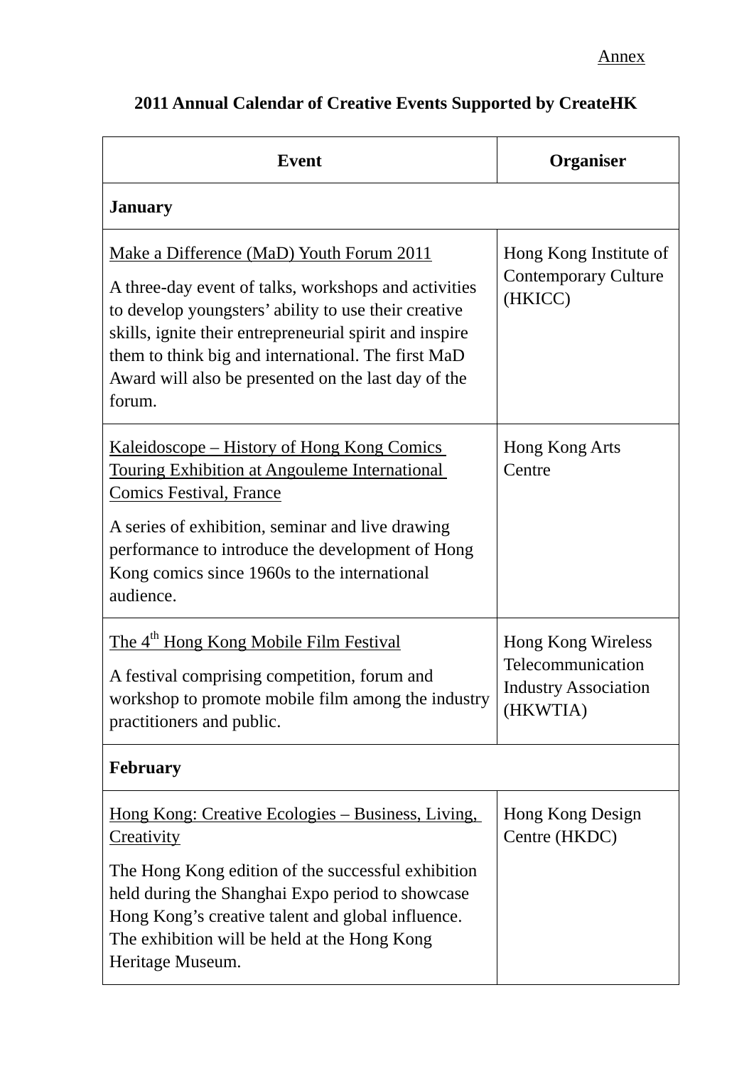Annex

**2011 Annual Calendar of Creative Events Supported by CreateHK**

| Event | Organiser |
| --- | --- |
| **January** | |
| Make a Difference (MaD) Youth Forum 2011<br><br>A three-day event of talks, workshops and activities to develop youngsters' ability to use their creative skills, ignite their entrepreneurial spirit and inspire them to think big and international. The first MaD Award will also be presented on the last day of the forum. | Hong Kong Institute of Contemporary Culture (HKICC) |
| Kaleidoscope – History of Hong Kong Comics Touring Exhibition at Angouleme International Comics Festival, France<br><br>A series of exhibition, seminar and live drawing performance to introduce the development of Hong Kong comics since 1960s to the international audience. | Hong Kong Arts Centre |
| The 4th Hong Kong Mobile Film Festival<br><br>A festival comprising competition, forum and workshop to promote mobile film among the industry practitioners and public. | Hong Kong Wireless Telecommunication Industry Association (HKWTIA) |
| **February** | |
| Hong Kong: Creative Ecologies – Business, Living, Creativity<br><br>The Hong Kong edition of the successful exhibition held during the Shanghai Expo period to showcase Hong Kong's creative talent and global influence. The exhibition will be held at the Hong Kong Heritage Museum. | Hong Kong Design Centre (HKDC) |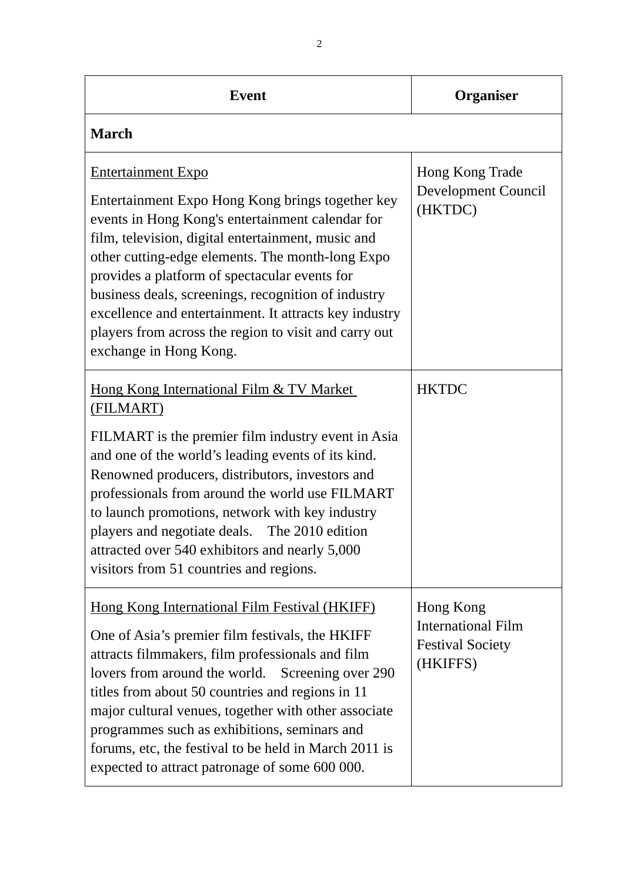| Event | Organiser |
|---|---|
| **March** | |
| Entertainment Expo<br><br>Entertainment Expo Hong Kong brings together key events in Hong Kong's entertainment calendar for film, television, digital entertainment, music and other cutting-edge elements. The month-long Expo provides a platform of spectacular events for business deals, screenings, recognition of industry excellence and entertainment. It attracts key industry players from across the region to visit and carry out exchange in Hong Kong. | Hong Kong Trade Development Council (HKTDC) |
| Hong Kong International Film & TV Market (FILMART)<br><br>FILMART is the premier film industry event in Asia and one of the world's leading events of its kind. Renowned producers, distributors, investors and professionals from around the world use FILMART to launch promotions, network with key industry players and negotiate deals. The 2010 edition attracted over 540 exhibitors and nearly 5,000 visitors from 51 countries and regions. | HKTDC |
| Hong Kong International Film Festival (HKIFF)<br><br>One of Asia's premier film festivals, the HKIFF attracts filmmakers, film professionals and film lovers from around the world. Screening over 290 titles from about 50 countries and regions in 11 major cultural venues, together with other associate programmes such as exhibitions, seminars and forums, etc, the festival to be held in March 2011 is expected to attract patronage of some 600 000. | Hong Kong International Film Festival Society (HKIFFS) |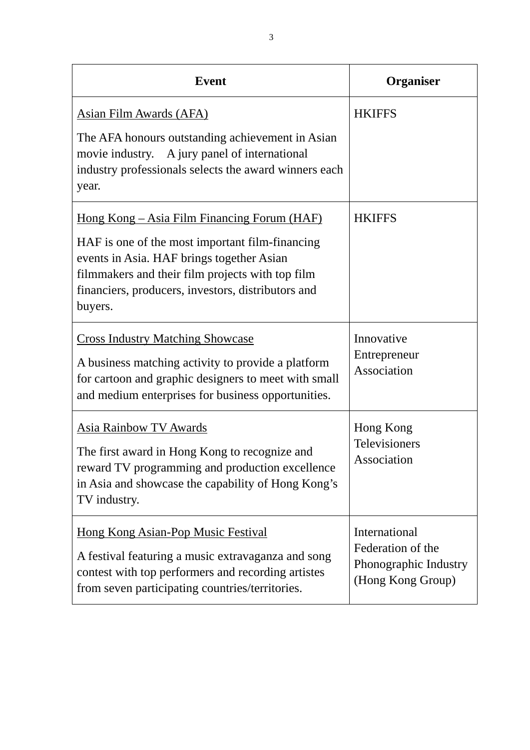| Event | Organiser |
|---|---|
| <u>Asian Film Awards (AFA)</u><br><br>The AFA honours outstanding achievement in Asian movie industry. A jury panel of international industry professionals selects the award winners each year. | HKIFFS |
| <u>Hong Kong – Asia Film Financing Forum (HAF)</u><br><br>HAF is one of the most important film-financing events in Asia. HAF brings together Asian filmmakers and their film projects with top film financiers, producers, investors, distributors and buyers. | HKIFFS |
| <u>Cross Industry Matching Showcase</u><br><br>A business matching activity to provide a platform for cartoon and graphic designers to meet with small and medium enterprises for business opportunities. | Innovative Entrepreneur Association |
| <u>Asia Rainbow TV Awards</u><br><br>The first award in Hong Kong to recognize and reward TV programming and production excellence in Asia and showcase the capability of Hong Kong's TV industry. | Hong Kong Televisioners Association |
| <u>Hong Kong Asian-Pop Music Festival</u><br><br>A festival featuring a music extravaganza and song contest with top performers and recording artistes from seven participating countries/territories. | International Federation of the Phonographic Industry (Hong Kong Group) |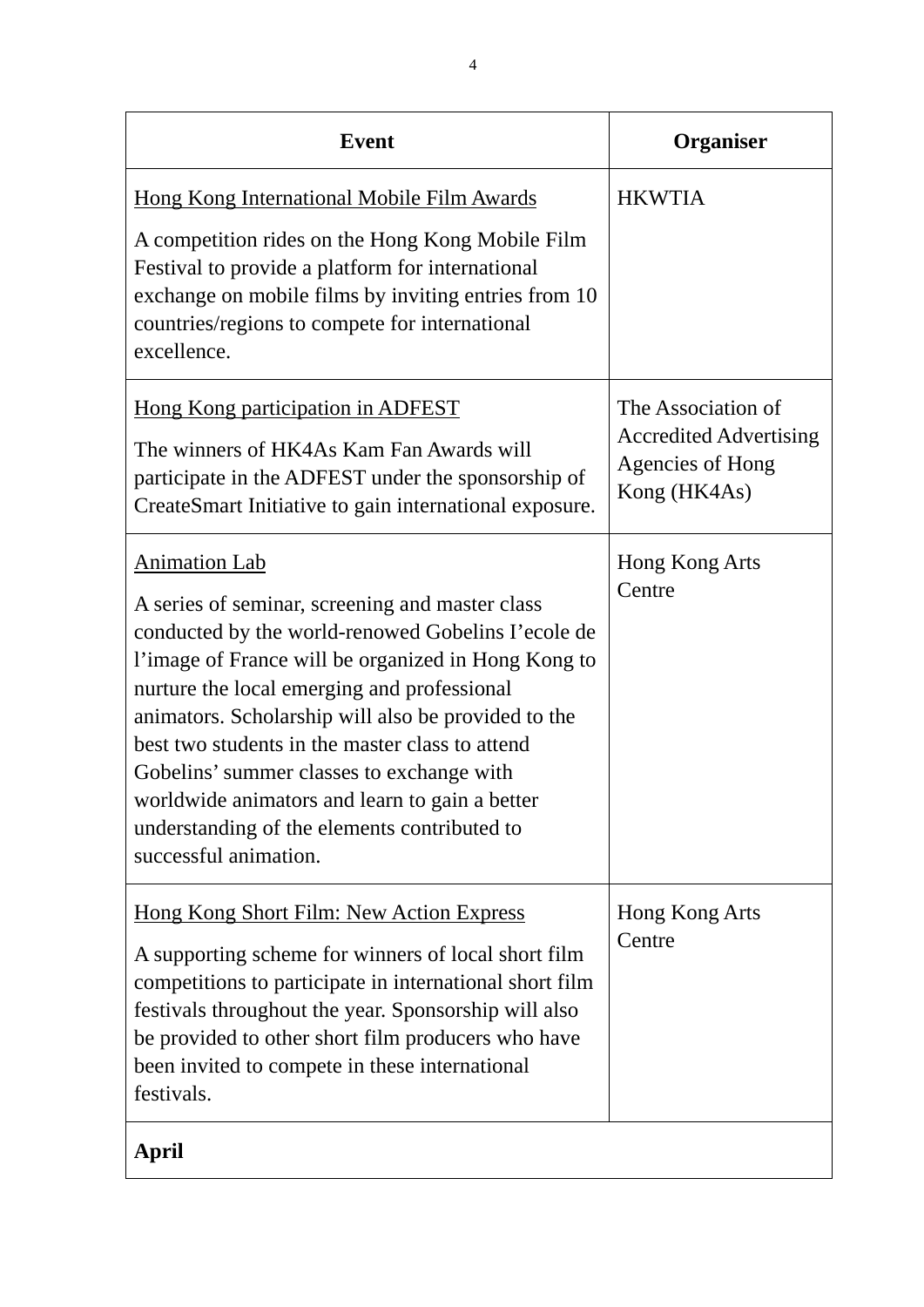| Event | Organiser |
|---|---|
| Hong Kong International Mobile Film Awards<br><br>A competition rides on the Hong Kong Mobile Film Festival to provide a platform for international exchange on mobile films by inviting entries from 10 countries/regions to compete for international excellence. | HKWTIA |
| Hong Kong participation in ADFEST<br><br>The winners of HK4As Kam Fan Awards will participate in the ADFEST under the sponsorship of CreateSmart Initiative to gain international exposure. | The Association of Accredited Advertising Agencies of Hong Kong (HK4As) |
| Animation Lab<br><br>A series of seminar, screening and master class conducted by the world-renowned Gobelins I'ecole de l'image of France will be organized in Hong Kong to nurture the local emerging and professional animators. Scholarship will also be provided to the best two students in the master class to attend Gobelins' summer classes to exchange with worldwide animators and learn to gain a better understanding of the elements contributed to successful animation. | Hong Kong Arts Centre |
| Hong Kong Short Film: New Action Express<br><br>A supporting scheme for winners of local short film competitions to participate in international short film festivals throughout the year. Sponsorship will also be provided to other short film producers who have been invited to compete in these international festivals. | Hong Kong Arts Centre |
| **April** | |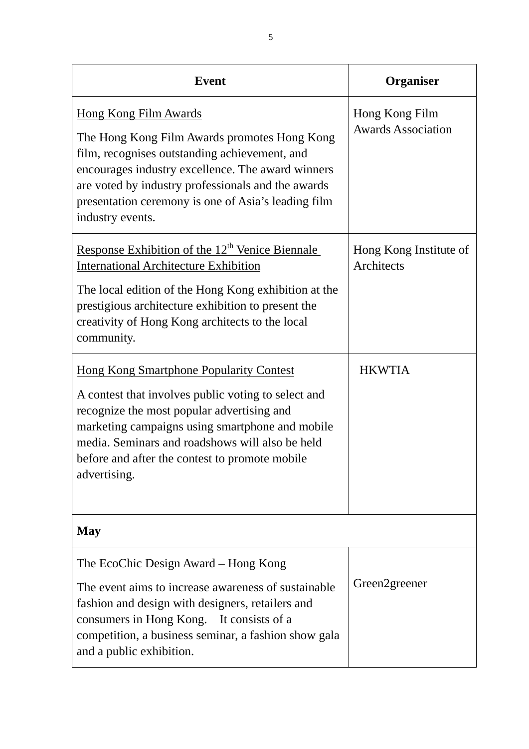| Event | Organiser |
|---|---|
| Hong Kong Film Awards<br><br>The Hong Kong Film Awards promotes Hong Kong film, recognises outstanding achievement, and encourages industry excellence. The award winners are voted by industry professionals and the awards presentation ceremony is one of Asia's leading film industry events. | Hong Kong Film Awards Association |
| Response Exhibition of the 12th Venice Biennale International Architecture Exhibition<br><br>The local edition of the Hong Kong exhibition at the prestigious architecture exhibition to present the creativity of Hong Kong architects to the local community. | Hong Kong Institute of Architects |
| Hong Kong Smartphone Popularity Contest<br><br>A contest that involves public voting to select and recognize the most popular advertising and marketing campaigns using smartphone and mobile media. Seminars and roadshows will also be held before and after the contest to promote mobile advertising. | HKWTIA |
| **May** | |
| The EcoChic Design Award – Hong Kong<br><br>The event aims to increase awareness of sustainable fashion and design with designers, retailers and consumers in Hong Kong. It consists of a competition, a business seminar, a fashion show gala and a public exhibition. | Green2greener |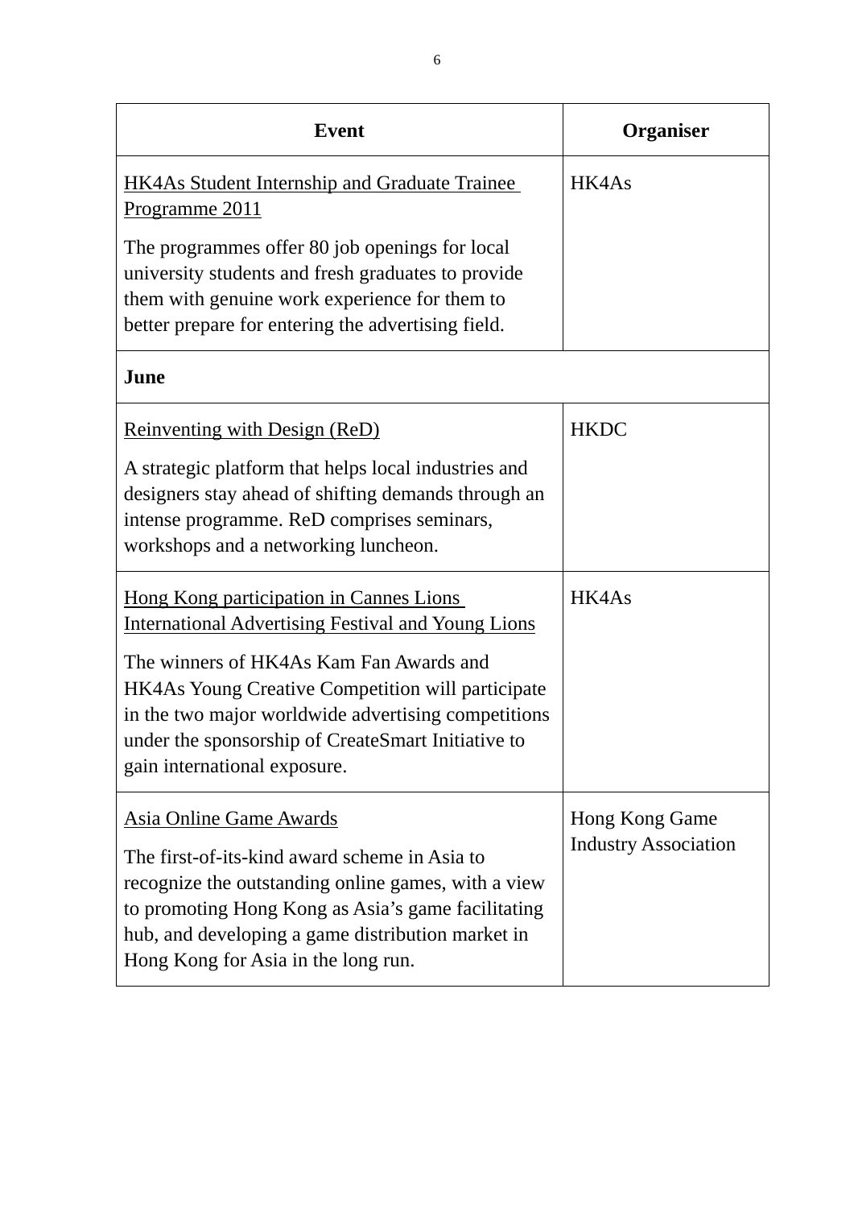| Event | Organiser |
|---|---|
| HK4As Student Internship and Graduate Trainee Programme 2011<br><br>The programmes offer 80 job openings for local university students and fresh graduates to provide them with genuine work experience for them to better prepare for entering the advertising field. | HK4As |
| **June** | |
| Reinventing with Design (ReD)<br><br>A strategic platform that helps local industries and designers stay ahead of shifting demands through an intense programme. ReD comprises seminars, workshops and a networking luncheon. | HKDC |
| Hong Kong participation in Cannes Lions International Advertising Festival and Young Lions<br><br>The winners of HK4As Kam Fan Awards and HK4As Young Creative Competition will participate in the two major worldwide advertising competitions under the sponsorship of CreateSmart Initiative to gain international exposure. | HK4As |
| Asia Online Game Awards<br><br>The first-of-its-kind award scheme in Asia to recognize the outstanding online games, with a view to promoting Hong Kong as Asia's game facilitating hub, and developing a game distribution market in Hong Kong for Asia in the long run. | Hong Kong Game Industry Association |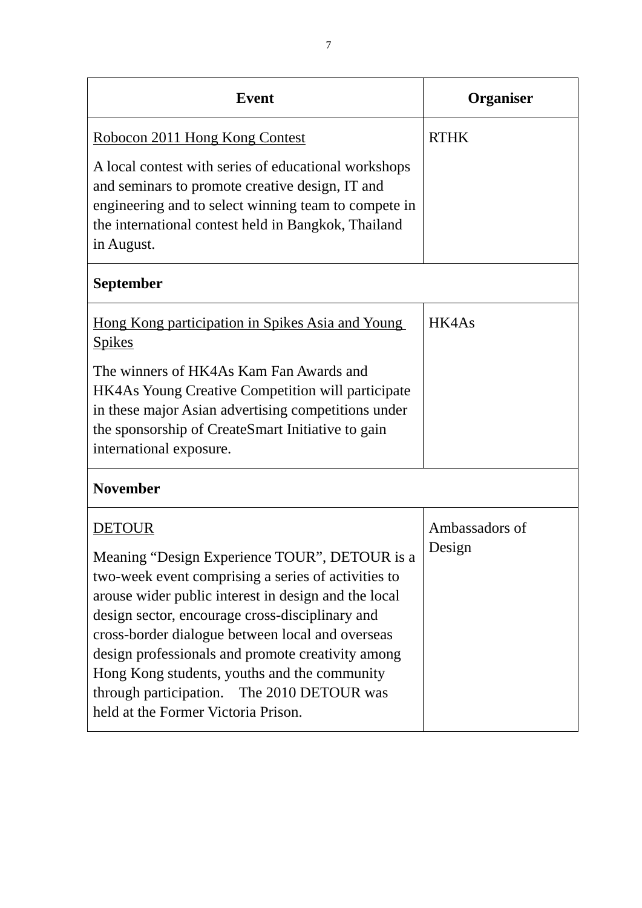| Event | Organiser |
| --- | --- |
| <u>Robocon 2011 Hong Kong Contest</u><br><br>A local contest with series of educational workshops and seminars to promote creative design, IT and engineering and to select winning team to compete in the international contest held in Bangkok, Thailand in August. | RTHK |
| **September** | |
| <u>Hong Kong participation in Spikes Asia and Young Spikes</u><br><br>The winners of HK4As Kam Fan Awards and HK4As Young Creative Competition will participate in these major Asian advertising competitions under the sponsorship of CreateSmart Initiative to gain international exposure. | HK4As |
| **November** | |
| <u>DETOUR</u><br><br>Meaning "Design Experience TOUR", DETOUR is a two-week event comprising a series of activities to arouse wider public interest in design and the local design sector, encourage cross-disciplinary and cross-border dialogue between local and overseas design professionals and promote creativity among Hong Kong students, youths and the community through participation. The 2010 DETOUR was held at the Former Victoria Prison. | Ambassadors of Design |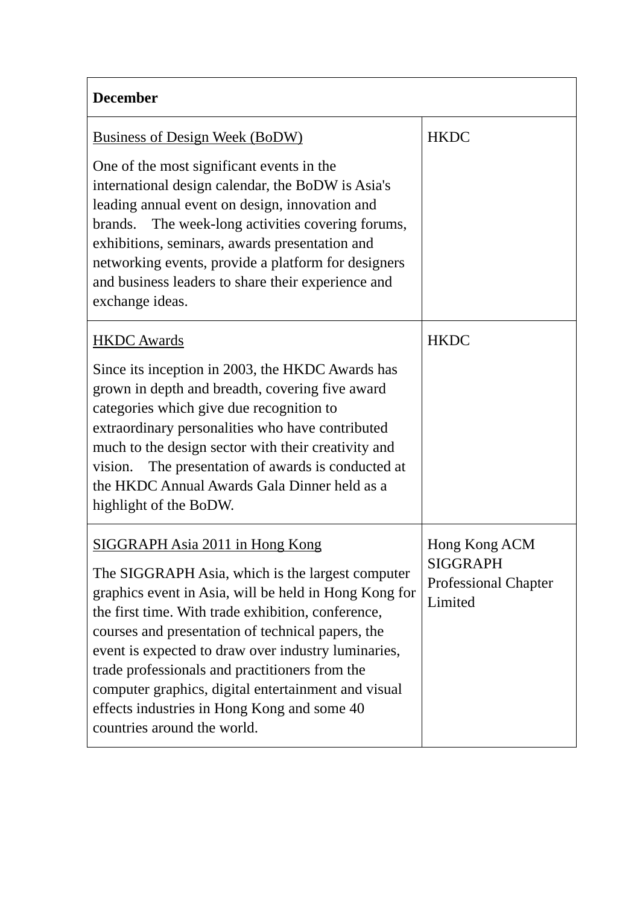| December | |
|---|---|
| Business of Design Week (BoDW)<br><br>One of the most significant events in the international design calendar, the BoDW is Asia's leading annual event on design, innovation and brands. The week-long activities covering forums, exhibitions, seminars, awards presentation and networking events, provide a platform for designers and business leaders to share their experience and exchange ideas. | HKDC |
| HKDC Awards<br><br>Since its inception in 2003, the HKDC Awards has grown in depth and breadth, covering five award categories which give due recognition to extraordinary personalities who have contributed much to the design sector with their creativity and vision. The presentation of awards is conducted at the HKDC Annual Awards Gala Dinner held as a highlight of the BoDW. | HKDC |
| SIGGRAPH Asia 2011 in Hong Kong<br><br>The SIGGRAPH Asia, which is the largest computer graphics event in Asia, will be held in Hong Kong for the first time. With trade exhibition, conference, courses and presentation of technical papers, the event is expected to draw over industry luminaries, trade professionals and practitioners from the computer graphics, digital entertainment and visual effects industries in Hong Kong and some 40 countries around the world. | Hong Kong ACM SIGGRAPH Professional Chapter Limited |